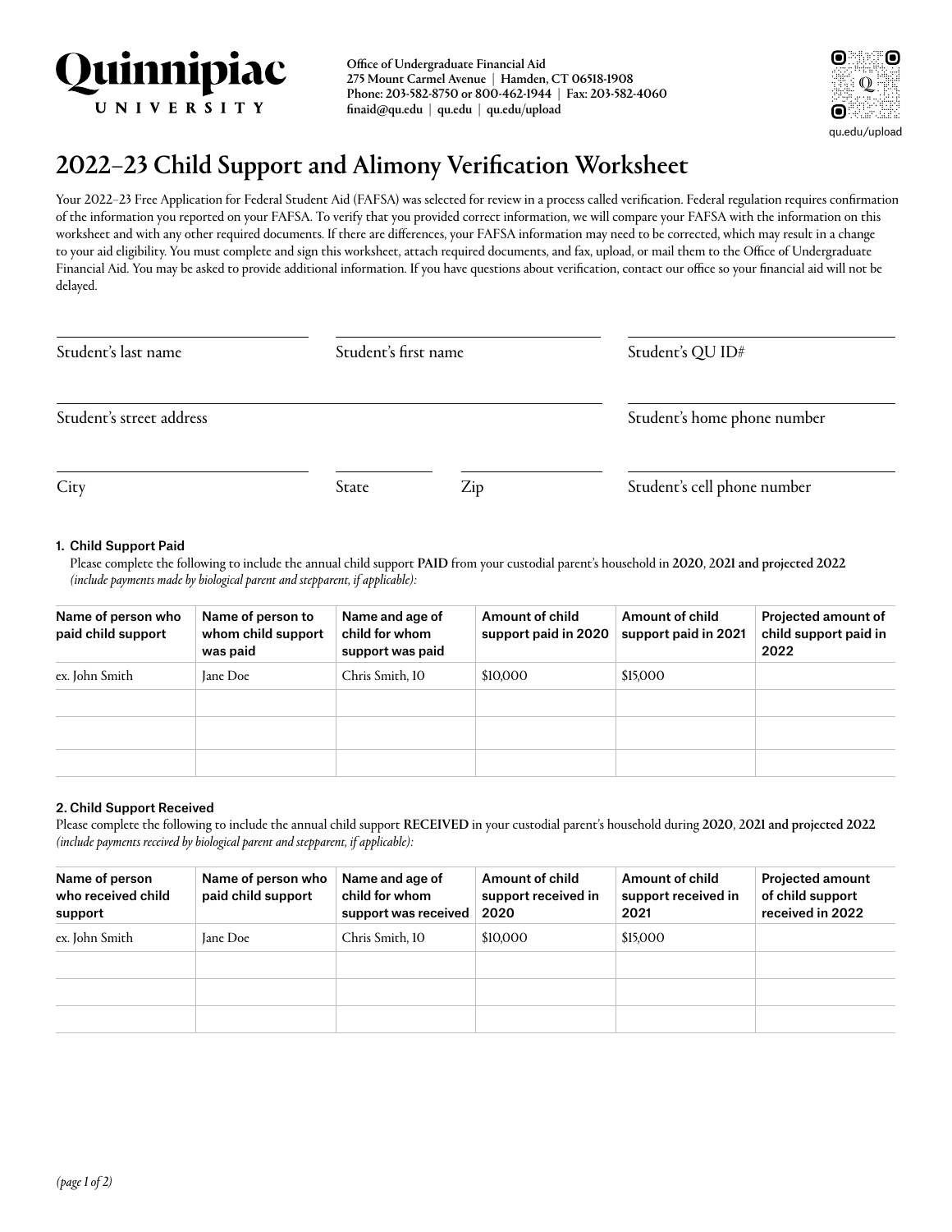**Quinnipiac UNIVERSITY**

**Office of Undergraduate Financial Aid**
**275 Mount Carmel Avenue | Hamden, CT 06518-1908**
**Phone: 203-582-8750 or 800-462-1944 | Fax: 203-582-4060**
**finaid@qu.edu | qu.edu | qu.edu/upload**

qu.edu/upload

# 2022–23 Child Support and Alimony Verification Worksheet

Your 2022–23 Free Application for Federal Student Aid (FAFSA) was selected for review in a process called verification. Federal regulation requires confirmation of the information you reported on your FAFSA. To verify that you provided correct information, we will compare your FAFSA with the information on this worksheet and with any other required documents. If there are differences, your FAFSA information may need to be corrected, which may result in a change to your aid eligibility. You must complete and sign this worksheet, attach required documents, and fax, upload, or mail them to the Office of Undergraduate Financial Aid. You may be asked to provide additional information. If you have questions about verification, contact our office so your financial aid will not be delayed.

Student's last name ____________________ Student's first name ____________________ Student's QU ID# ____________________

Student's street address ____________________ Student's home phone number ____________________

City ____________________ State ________ Zip ________ Student's cell phone number ____________________

### 1. Child Support Paid

Please complete the following to include the annual child support **PAID** from your custodial parent's household in **2020**, **2021 and projected 2022** *(include payments made by biological parent and stepparent, if applicable):*

| Name of person who paid child support | Name of person to whom child support was paid | Name and age of child for whom support was paid | Amount of child support paid in 2020 | Amount of child support paid in 2021 | Projected amount of child support paid in 2022 |
|---|---|---|---|---|---|
| ex. John Smith | Jane Doe | Chris Smith, 10 | $10,000 | $15,000 | |
| | | | | | |
| | | | | | |
| | | | | | |

### 2. Child Support Received

Please complete the following to include the annual child support **RECEIVED** in your custodial parent's household during **2020**, **2021 and projected 2022** *(include payments received by biological parent and stepparent, if applicable):*

| Name of person who received child support | Name of person who paid child support | Name and age of child for whom support was received | Amount of child support received in 2020 | Amount of child support received in 2021 | Projected amount of child support received in 2022 |
|---|---|---|---|---|---|
| ex. John Smith | Jane Doe | Chris Smith, 10 | $10,000 | $15,000 | |
| | | | | | |
| | | | | | |
| | | | | | |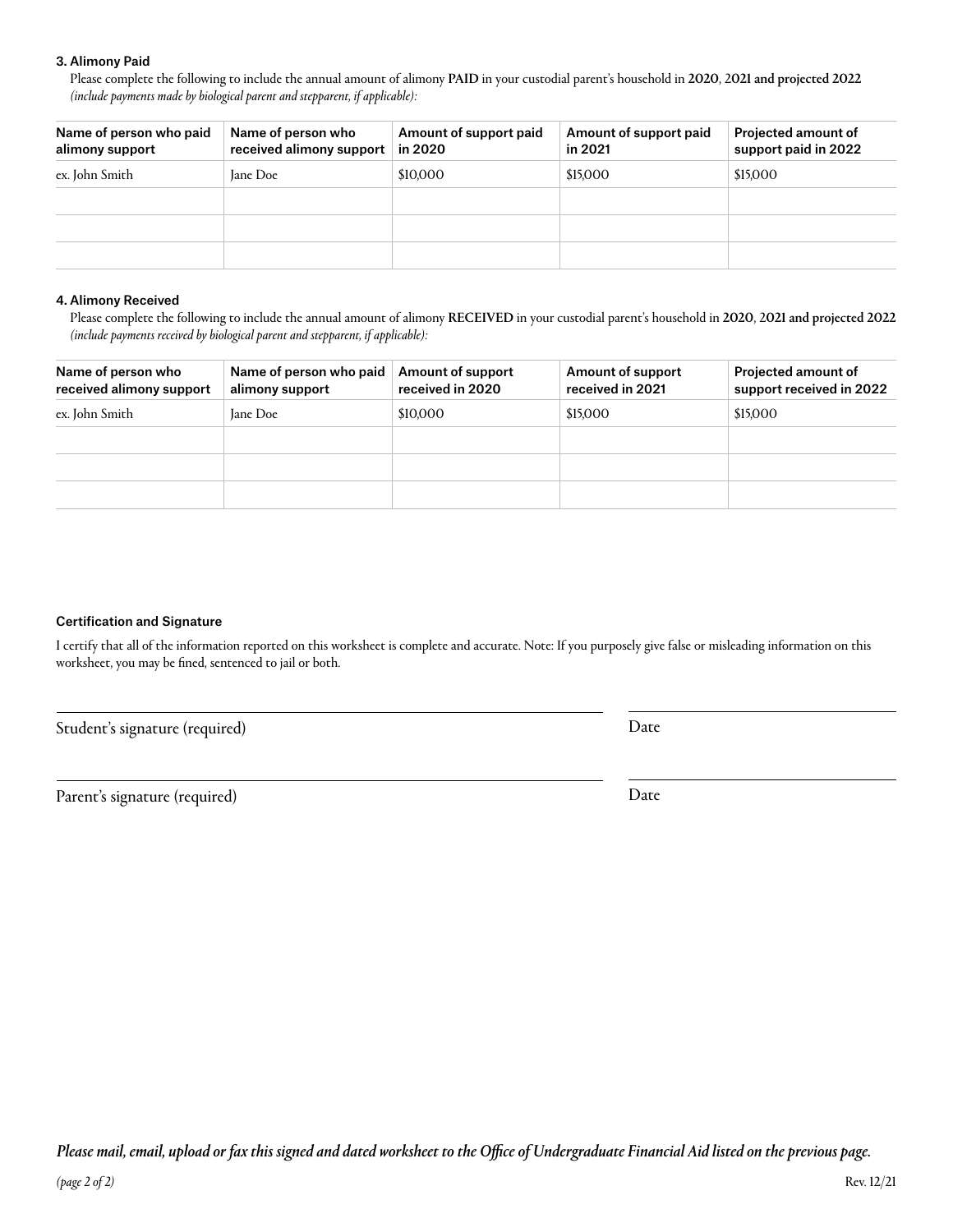### 3. Alimony Paid

Please complete the following to include the annual amount of alimony **PAID** in your custodial parent's household in **2020**, **2021 and projected 2022** *(include payments made by biological parent and stepparent, if applicable):*

| Name of person who paid alimony support | Name of person who received alimony support | Amount of support paid in 2020 | Amount of support paid in 2021 | Projected amount of support paid in 2022 |
|---|---|---|---|---|
| ex. John Smith | Jane Doe | $10,000 | $15,000 | $15,000 |
| | | | | |
| | | | | |
| | | | | |

### 4. Alimony Received

Please complete the following to include the annual amount of alimony **RECEIVED** in your custodial parent's household in **2020**, **2021 and projected 2022** *(include payments received by biological parent and stepparent, if applicable):*

| Name of person who received alimony support | Name of person who paid alimony support | Amount of support received in 2020 | Amount of support received in 2021 | Projected amount of support received in 2022 |
|---|---|---|---|---|
| ex. John Smith | Jane Doe | $10,000 | $15,000 | $15,000 |
| | | | | |
| | | | | |
| | | | | |

### Certification and Signature

I certify that all of the information reported on this worksheet is complete and accurate. Note: If you purposely give false or misleading information on this worksheet, you may be fined, sentenced to jail or both.

Student's signature (required) ______________________ Date ______________

Parent's signature (required) ______________________ Date ______________

***Please mail, email, upload or fax this signed and dated worksheet to the Office of Undergraduate Financial Aid listed on the previous page.***

Rev. 12/21